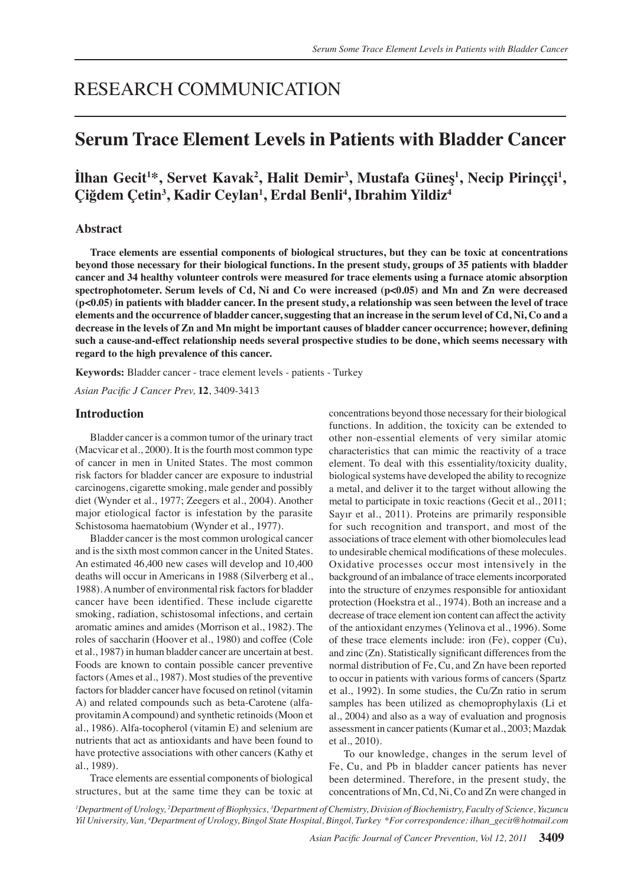# RESEARCH COMMUNICATION

## Serum Trace Element Levels in Patients with Bladder Cancer

**İlhan Gecit[1]*, Servet Kavak[2], Halit Demir[3], Mustafa Güneş[1], Necip Pirinççi[1], Çiğdem Çetin[3], Kadir Ceylan[1], Erdal Benli[4], Ibrahim Yildiz[4]**

### Abstract

**Trace elements are essential components of biological structures, but they can be toxic at concentrations beyond those necessary for their biological functions. In the present study, groups of 35 patients with bladder cancer and 34 healthy volunteer controls were measured for trace elements using a furnace atomic absorption spectrophotometer. Serum levels of Cd, Ni and Co were increased ($p<0.05$) and Mn and Zn were decreased ($p<0.05$) in patients with bladder cancer. In the present study, a relationship was seen between the level of trace elements and the occurrence of bladder cancer, suggesting that an increase in the serum level of Cd, Ni, Co and a decrease in the levels of Zn and Mn might be important causes of bladder cancer occurrence; however, defining such a cause-and-effect relationship needs several prospective studies to be done, which seems necessary with regard to the high prevalence of this cancer.**

**Keywords:** Bladder cancer - trace element levels - patients - Turkey

*Asian Pacific J Cancer Prev,* **12**, 3409-3413

### Introduction

Bladder cancer is a common tumor of the urinary tract (Macvicar et al., 2000). It is the fourth most common type of cancer in men in United States. The most common risk factors for bladder cancer are exposure to industrial carcinogens, cigarette smoking, male gender and possibly diet (Wynder et al., 1977; Zeegers et al., 2004). Another major etiological factor is infestation by the parasite Schistosoma haematobium (Wynder et al., 1977).

Bladder cancer is the most common urological cancer and is the sixth most common cancer in the United States. An estimated 46,400 new cases will develop and 10,400 deaths will occur in Americans in 1988 (Silverberg et al., 1988). A number of environmental risk factors for bladder cancer have been identified. These include cigarette smoking, radiation, schistosomal infections, and certain aromatic amines and amides (Morrison et al., 1982). The roles of saccharin (Hoover et al., 1980) and coffee (Cole et al., 1987) in human bladder cancer are uncertain at best. Foods are known to contain possible cancer preventive factors (Ames et al., 1987). Most studies of the preventive factors for bladder cancer have focused on retinol (vitamin A) and related compounds such as beta-Carotene (alfa-provitamin A compound) and synthetic retinoids (Moon et al., 1986). Alfa-tocopherol (vitamin E) and selenium are nutrients that act as antioxidants and have been found to have protective associations with other cancers (Kathy et al., 1989).

Trace elements are essential components of biological structures, but at the same time they can be toxic at concentrations beyond those necessary for their biological functions. In addition, the toxicity can be extended to other non-essential elements of very similar atomic characteristics that can mimic the reactivity of a trace element. To deal with this essentiality/toxicity duality, biological systems have developed the ability to recognize a metal, and deliver it to the target without allowing the metal to participate in toxic reactions (Gecit et al., 2011; Sayır et al., 2011). Proteins are primarily responsible for such recognition and transport, and most of the associations of trace element with other biomolecules lead to undesirable chemical modifications of these molecules. Oxidative processes occur most intensively in the background of an imbalance of trace elements incorporated into the structure of enzymes responsible for antioxidant protection (Hoekstra et al., 1974). Both an increase and a decrease of trace element ion content can affect the activity of the antioxidant enzymes (Yelinova et al., 1996). Some of these trace elements include: iron (Fe), copper (Cu), and zinc (Zn). Statistically significant differences from the normal distribution of Fe, Cu, and Zn have been reported to occur in patients with various forms of cancers (Spartz et al., 1992). In some studies, the Cu/Zn ratio in serum samples has been utilized as chemoprophylaxis (Li et al., 2004) and also as a way of evaluation and prognosis assessment in cancer patients (Kumar et al., 2003; Mazdak et al., 2010).

To our knowledge, changes in the serum level of Fe, Cu, and Pb in bladder cancer patients has never been determined. Therefore, in the present study, the concentrations of Mn, Cd, Ni, Co and Zn were changed in

[1]Department of Urology, [2]Department of Biophysics, [3]Department of Chemistry, Division of Biochemistry, Faculty of Science, Yuzuncu Yil University, Van, [4]Department of Urology, Bingol State Hospital, Bingol, Turkey *For correspondence: ilhan_gecit@hotmail.com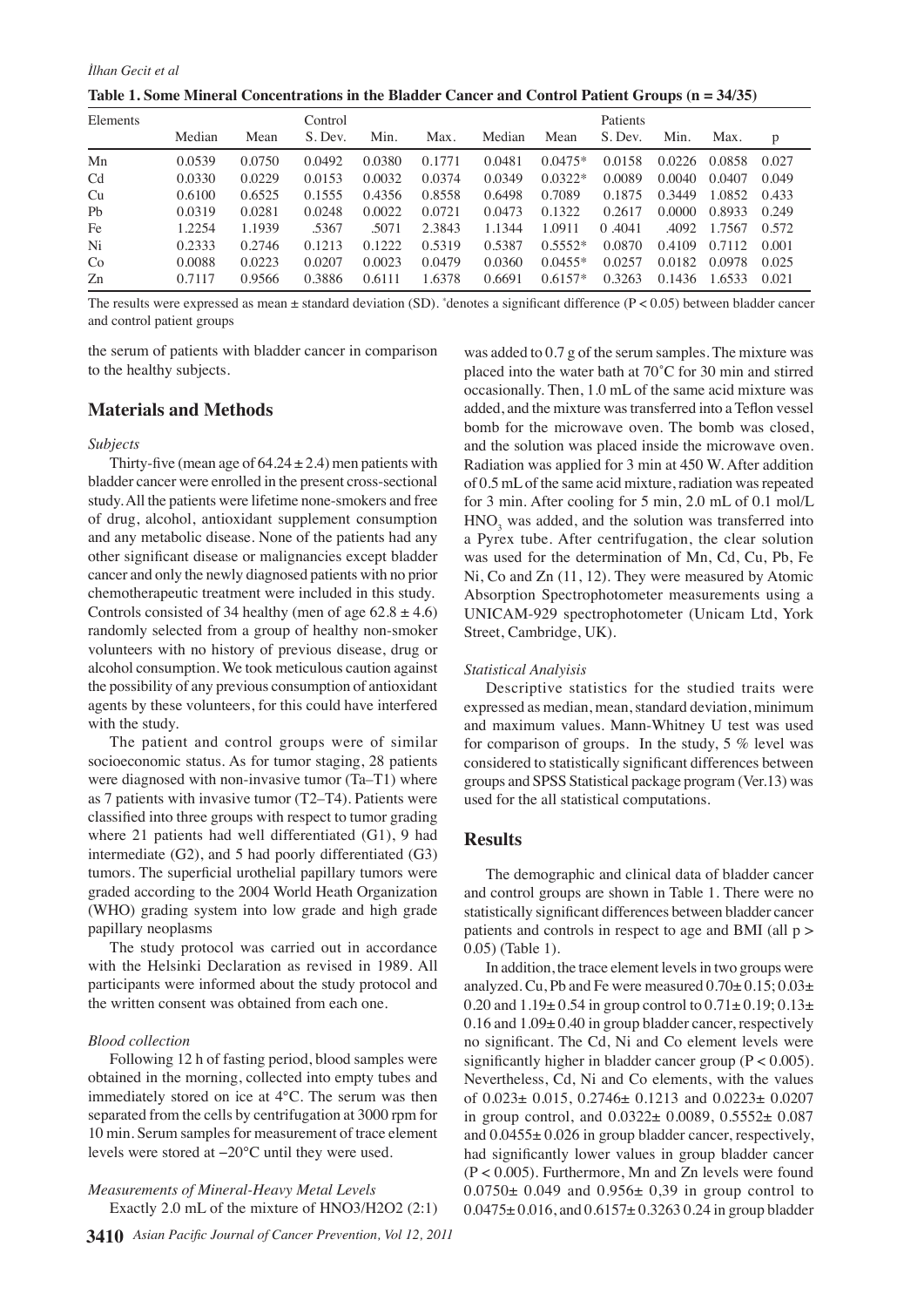**Table 1. Some Mineral Concentrations in the Bladder Cancer and Control Patient Groups (n = 34/35)**

| Elements | Control | | | | | Patients | | | | | |
|---|---|---|---|---|---|---|---|---|---|---|---|
| | Median | Mean | S. Dev. | Min. | Max. | Median | Mean | S. Dev. | Min. | Max. | p |
| Mn | 0.0539 | 0.0750 | 0.0492 | 0.0380 | 0.1771 | 0.0481 | 0.0475* | 0.0158 | 0.0226 | 0.0858 | 0.027 |
| Cd | 0.0330 | 0.0229 | 0.0153 | 0.0032 | 0.0374 | 0.0349 | 0.0322* | 0.0089 | 0.0040 | 0.0407 | 0.049 |
| Cu | 0.6100 | 0.6525 | 0.1555 | 0.4356 | 0.8558 | 0.6498 | 0.7089 | 0.1875 | 0.3449 | 1.0852 | 0.433 |
| Pb | 0.0319 | 0.0281 | 0.0248 | 0.0022 | 0.0721 | 0.0473 | 0.1322 | 0.2617 | 0.0000 | 0.8933 | 0.249 |
| Fe | 1.2254 | 1.1939 | .5367 | .5071 | 2.3843 | 1.1344 | 1.0911 | 0 .4041 | .4092 | 1.7567 | 0.572 |
| Ni | 0.2333 | 0.2746 | 0.1213 | 0.1222 | 0.5319 | 0.5387 | 0.5552* | 0.0870 | 0.4109 | 0.7112 | 0.001 |
| Co | 0.0088 | 0.0223 | 0.0207 | 0.0023 | 0.0479 | 0.0360 | 0.0455* | 0.0257 | 0.0182 | 0.0978 | 0.025 |
| Zn | 0.7117 | 0.9566 | 0.3886 | 0.6111 | 1.6378 | 0.6691 | 0.6157* | 0.3263 | 0.1436 | 1.6533 | 0.021 |

The results were expressed as mean ± standard deviation (SD). *denotes a significant difference ($P < 0.05$) between bladder cancer and control patient groups

the serum of patients with bladder cancer in comparison to the healthy subjects.

## Materials and Methods

*Subjects*

Thirty-five (mean age of $64.24 \pm 2.4$) men patients with bladder cancer were enrolled in the present cross-sectional study. All the patients were lifetime none-smokers and free of drug, alcohol, antioxidant supplement consumption and any metabolic disease. None of the patients had any other significant disease or malignancies except bladder cancer and only the newly diagnosed patients with no prior chemotherapeutic treatment were included in this study. Controls consisted of 34 healthy (men of age $62.8 \pm 4.6$) randomly selected from a group of healthy non-smoker volunteers with no history of previous disease, drug or alcohol consumption. We took meticulous caution against the possibility of any previous consumption of antioxidant agents by these volunteers, for this could have interfered with the study.

The patient and control groups were of similar socioeconomic status. As for tumor staging, 28 patients were diagnosed with non-invasive tumor (Ta–T1) where as 7 patients with invasive tumor (T2–T4). Patients were classified into three groups with respect to tumor grading where 21 patients had well differentiated (G1), 9 had intermediate (G2), and 5 had poorly differentiated (G3) tumors. The superficial urothelial papillary tumors were graded according to the 2004 World Heath Organization (WHO) grading system into low grade and high grade papillary neoplasms

The study protocol was carried out in accordance with the Helsinki Declaration as revised in 1989. All participants were informed about the study protocol and the written consent was obtained from each one.

*Blood collection*

Following 12 h of fasting period, blood samples were obtained in the morning, collected into empty tubes and immediately stored on ice at 4°C. The serum was then separated from the cells by centrifugation at 3000 rpm for 10 min. Serum samples for measurement of trace element levels were stored at −20°C until they were used.

*Measurements of Mineral-Heavy Metal Levels*

Exactly 2.0 mL of the mixture of HNO3/H2O2 (2:1) was added to 0.7 g of the serum samples. The mixture was placed into the water bath at 70˚C for 30 min and stirred occasionally. Then, 1.0 mL of the same acid mixture was added, and the mixture was transferred into a Teflon vessel bomb for the microwave oven. The bomb was closed, and the solution was placed inside the microwave oven. Radiation was applied for 3 min at 450 W. After addition of 0.5 mL of the same acid mixture, radiation was repeated for 3 min. After cooling for 5 min, 2.0 mL of 0.1 mol/L $HNO_3$ was added, and the solution was transferred into a Pyrex tube. After centrifugation, the clear solution was used for the determination of Mn, Cd, Cu, Pb, Fe Ni, Co and Zn (11, 12). They were measured by Atomic Absorption Spectrophotometer measurements using a UNICAM-929 spectrophotometer (Unicam Ltd, York Street, Cambridge, UK).

*Statistical Analyisis*

Descriptive statistics for the studied traits were expressed as median, mean, standard deviation, minimum and maximum values. Mann-Whitney U test was used for comparison of groups. In the study, 5 % level was considered to statistically significant differences between groups and SPSS Statistical package program (Ver.13) was used for the all statistical computations.

## Results

The demographic and clinical data of bladder cancer and control groups are shown in Table 1. There were no statistically significant differences between bladder cancer patients and controls in respect to age and BMI (all $p > 0.05$) (Table 1).

In addition, the trace element levels in two groups were analyzed. Cu, Pb and Fe were measured 0.70± 0.15; 0.03± 0.20 and 1.19± 0.54 in group control to 0.71± 0.19; 0.13± 0.16 and 1.09± 0.40 in group bladder cancer, respectively no significant. The Cd, Ni and Co element levels were significantly higher in bladder cancer group ($P < 0.005$). Nevertheless, Cd, Ni and Co elements, with the values of 0.023± 0.015, 0.2746± 0.1213 and 0.0223± 0.0207 in group control, and 0.0322± 0.0089, 0.5552± 0.087 and 0.0455± 0.026 in group bladder cancer, respectively, had significantly lower values in group bladder cancer ($P < 0.005$). Furthermore, Mn and Zn levels were found 0.0750± 0.049 and 0.956± 0,39 in group control to 0.0475± 0.016, and 0.6157± 0.3263 0.24 in group bladder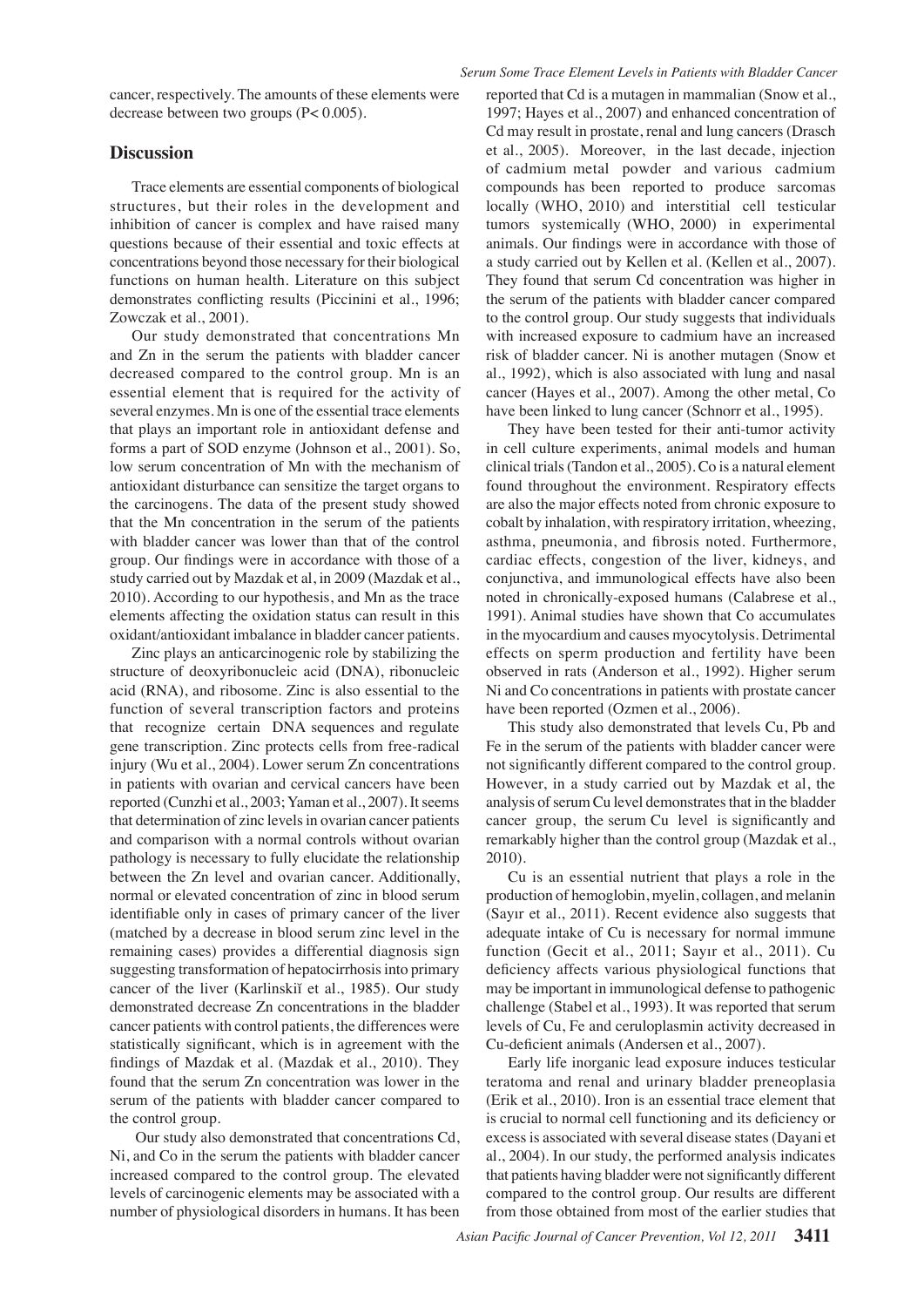cancer, respectively. The amounts of these elements were decrease between two groups ($P < 0.005$).

## Discussion

Trace elements are essential components of biological structures, but their roles in the development and inhibition of cancer is complex and have raised many questions because of their essential and toxic effects at concentrations beyond those necessary for their biological functions on human health. Literature on this subject demonstrates conflicting results (Piccinini et al., 1996; Zowczak et al., 2001).

Our study demonstrated that concentrations Mn and Zn in the serum the patients with bladder cancer decreased compared to the control group. Mn is an essential element that is required for the activity of several enzymes. Mn is one of the essential trace elements that plays an important role in antioxidant defense and forms a part of SOD enzyme (Johnson et al., 2001). So, low serum concentration of Mn with the mechanism of antioxidant disturbance can sensitize the target organs to the carcinogens. The data of the present study showed that the Mn concentration in the serum of the patients with bladder cancer was lower than that of the control group. Our findings were in accordance with those of a study carried out by Mazdak et al, in 2009 (Mazdak et al., 2010). According to our hypothesis, and Mn as the trace elements affecting the oxidation status can result in this oxidant/antioxidant imbalance in bladder cancer patients.

Zinc plays an anticarcinogenic role by stabilizing the structure of deoxyribonucleic acid (DNA), ribonucleic acid (RNA), and ribosome. Zinc is also essential to the function of several transcription factors and proteins that recognize certain DNA sequences and regulate gene transcription. Zinc protects cells from free-radical injury (Wu et al., 2004). Lower serum Zn concentrations in patients with ovarian and cervical cancers have been reported (Cunzhi et al., 2003; Yaman et al., 2007). It seems that determination of zinc levels in ovarian cancer patients and comparison with a normal controls without ovarian pathology is necessary to fully elucidate the relationship between the Zn level and ovarian cancer. Additionally, normal or elevated concentration of zinc in blood serum identifiable only in cases of primary cancer of the liver (matched by a decrease in blood serum zinc level in the remaining cases) provides a differential diagnosis sign suggesting transformation of hepatocirrhosis into primary cancer of the liver (Karlinskiĭ et al., 1985). Our study demonstrated decrease Zn concentrations in the bladder cancer patients with control patients, the differences were statistically significant, which is in agreement with the findings of Mazdak et al. (Mazdak et al., 2010). They found that the serum Zn concentration was lower in the serum of the patients with bladder cancer compared to the control group.

Our study also demonstrated that concentrations Cd, Ni, and Co in the serum the patients with bladder cancer increased compared to the control group. The elevated levels of carcinogenic elements may be associated with a number of physiological disorders in humans. It has been reported that Cd is a mutagen in mammalian (Snow et al., 1997; Hayes et al., 2007) and enhanced concentration of Cd may result in prostate, renal and lung cancers (Drasch et al., 2005). Moreover, in the last decade, injection of cadmium metal powder and various cadmium compounds has been reported to produce sarcomas locally (WHO, 2010) and interstitial cell testicular tumors systemically (WHO, 2000) in experimental animals. Our findings were in accordance with those of a study carried out by Kellen et al. (Kellen et al., 2007). They found that serum Cd concentration was higher in the serum of the patients with bladder cancer compared to the control group. Our study suggests that individuals with increased exposure to cadmium have an increased risk of bladder cancer. Ni is another mutagen (Snow et al., 1992), which is also associated with lung and nasal cancer (Hayes et al., 2007). Among the other metal, Co have been linked to lung cancer (Schnorr et al., 1995).

They have been tested for their anti-tumor activity in cell culture experiments, animal models and human clinical trials (Tandon et al., 2005). Co is a natural element found throughout the environment. Respiratory effects are also the major effects noted from chronic exposure to cobalt by inhalation, with respiratory irritation, wheezing, asthma, pneumonia, and fibrosis noted. Furthermore, cardiac effects, congestion of the liver, kidneys, and conjunctiva, and immunological effects have also been noted in chronically-exposed humans (Calabrese et al., 1991). Animal studies have shown that Co accumulates in the myocardium and causes myocytolysis. Detrimental effects on sperm production and fertility have been observed in rats (Anderson et al., 1992). Higher serum Ni and Co concentrations in patients with prostate cancer have been reported (Ozmen et al., 2006).

This study also demonstrated that levels Cu, Pb and Fe in the serum of the patients with bladder cancer were not significantly different compared to the control group. However, in a study carried out by Mazdak et al, the analysis of serum Cu level demonstrates that in the bladder cancer group, the serum Cu level is significantly and remarkably higher than the control group (Mazdak et al., 2010).

Cu is an essential nutrient that plays a role in the production of hemoglobin, myelin, collagen, and melanin (Sayır et al., 2011). Recent evidence also suggests that adequate intake of Cu is necessary for normal immune function (Gecit et al., 2011; Sayır et al., 2011). Cu deficiency affects various physiological functions that may be important in immunological defense to pathogenic challenge (Stabel et al., 1993). It was reported that serum levels of Cu, Fe and ceruloplasmin activity decreased in Cu-deficient animals (Andersen et al., 2007).

Early life inorganic lead exposure induces testicular teratoma and renal and urinary bladder preneoplasia (Erik et al., 2010). Iron is an essential trace element that is crucial to normal cell functioning and its deficiency or excess is associated with several disease states (Dayani et al., 2004). In our study, the performed analysis indicates that patients having bladder were not significantly different compared to the control group. Our results are different from those obtained from most of the earlier studies that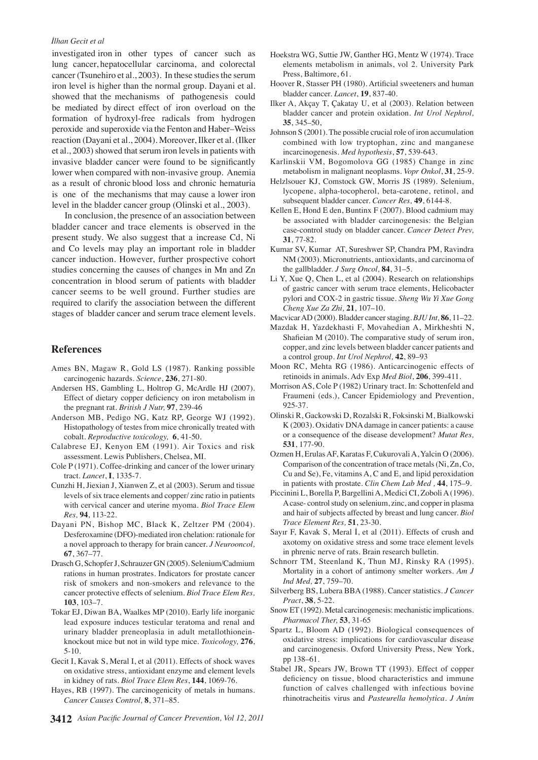investigated iron in other types of cancer such as lung cancer, hepatocellular carcinoma, and colorectal cancer (Tsunehiro et al., 2003). In these studies the serum iron level is higher than the normal group. Dayani et al. showed that the mechanisms of pathogenesis could be mediated by direct effect of iron overload on the formation of hydroxyl-free radicals from hydrogen peroxide and superoxide via the Fenton and Haber–Weiss reaction (Dayani et al., 2004). Moreover, Ilker et al. (Ilker et al., 2003) showed that serum iron levels in patients with invasive bladder cancer were found to be significantly lower when compared with non-invasive group. Anemia as a result of chronic blood loss and chronic hematuria is one of the mechanisms that may cause a lower iron level in the bladder cancer group (Olinski et al., 2003).

In conclusion, the presence of an association between bladder cancer and trace elements is observed in the present study. We also suggest that a increase Cd, Ni and Co levels may play an important role in bladder cancer induction. However, further prospective cohort studies concerning the causes of changes in Mn and Zn concentration in blood serum of patients with bladder cancer seems to be well ground. Further studies are required to clarify the association between the different stages of bladder cancer and serum trace element levels.

## References

Ames BN, Magaw R, Gold LS (1987). Ranking possible carcinogenic hazards. *Science*, **236**, 271-80.

Andersen HS, Gambling L, Holtrop G, McArdle HJ (2007). Effect of dietary copper deficiency on iron metabolism in the pregnant rat. *British J Nutr,* **97**, 239-46

Anderson MB, Pedigo NG, Katz RP, George WJ (1992). Histopathology of testes from mice chronically treated with cobalt. *Reproductive toxicology,* **6**, 41-50.

Calabrese EJ, Kenyon EM (1991). Air Toxics and risk assessment. Lewis Publishers, Chelsea, MI.

Cole P (1971). Coffee-drinking and cancer of the lower urinary tract. *Lancet*, **I**, 1335-7.

Cunzhi H, Jiexian J, Xianwen Z, et al (2003). Serum and tissue levels of six trace elements and copper/ zinc ratio in patients with cervical cancer and uterine myoma. *Biol Trace Elem Res,* **94**, 113-22.

Dayani PN, Bishop MC, Black K, Zeltzer PM (2004). Desferoxamine (DFO)-mediated iron chelation: rationale for a novel approach to therapy for brain cancer. *J Neurooncol,* **67**, 367–77.

Drasch G, Schopfer J, Schrauzer GN (2005). Selenium/Cadmium rations in human prostrates. Indicators for prostate cancer risk of smokers and non-smokers and relevance to the cancer protective effects of selenium. *Biol Trace Elem Res,* **103**, 103–7.

Tokar EJ, Diwan BA, Waalkes MP (2010). Early life inorganic lead exposure induces testicular teratoma and renal and urinary bladder preneoplasia in adult metallothionein-knockout mice but not in wild type mice. *Toxicology,* **276**, 5-10.

Gecit I, Kavak S, Meral I, et al (2011). Effects of shock waves on oxidative stress, antioxidant enzyme and element levels in kidney of rats. *Biol Trace Elem Res*, **144**, 1069-76.

Hayes, RB (1997). The carcinogenicity of metals in humans. *Cancer Causes Control,* **8**, 371–85.

Hoekstra WG, Suttie JW, Ganther HG, Mentz W (1974). Trace elements metabolism in animals, vol 2. University Park Press, Baltimore, 61.

Hoover R, Stasser PH (1980). Artificial sweeteners and human bladder cancer. *Lancet*, **19**, 837-40.

Ilker A, Akçay T, Çakatay U, et al (2003). Relation between bladder cancer and protein oxidation. *Int Urol Nephrol,* **35**, 345–50,

Johnson S (2001). The possible crucial role of iron accumulation combined with low tryptophan, zinc and manganese incarcinogenesis. *Med hypothesis*, **57**, 539-643.

Karlinskii VM, Bogomolova GG (1985) Change in zinc metabolism in malignant neoplasms. *Vopr Onkol*, **31**, 25-9.

Helzlsouer KJ, Comstock GW, Morris JS (1989). Selenium, lycopene, alpha-tocopherol, beta-carotene, retinol, and subsequent bladder cancer. *Cancer Res,* **49**, 6144-8.

Kellen E, Hond E den, Buntinx F (2007). Blood cadmium may be associated with bladder carcinogenesis: the Belgian case-control study on bladder cancer. *Cancer Detect Prev,* **31**, 77-82.

Kumar SV, Kumar AT, Sureshwer SP, Chandra PM, Ravindra NM (2003). Micronutrients, antioxidants, and carcinoma of the gallbladder. *J Surg Oncol,* **84**, 31–5.

Li Y, Xue Q, Chen L, et al (2004). Research on relationships of gastric cancer with serum trace elements, Helicobacter pylori and COX-2 in gastric tissue. *Sheng Wu Yi Xue Gong Cheng Xue Za Zhi,* **21**, 107–10.

Macvicar AD (2000). Bladder cancer staging. *BJU Int*, **86**, 11–22.

Mazdak H, Yazdekhasti F, Movahedian A, Mirkheshti N, Shafieian M (2010). The comparative study of serum iron, copper, and zinc levels between bladder cancer patients and a control group. *Int Urol Nephrol,* **42**, 89–93

Moon RC, Mehta RG (1986). Anticarcinogenic effects of retinoids in animals. Adv Exp *Med Biol*, **206**, 399-411.

Morrison AS, Cole P (1982) Urinary tract. In: Schottenfeld and Fraumeni (eds.), Cancer Epidemiology and Prevention, 925-37.

Olinski R, Gackowski D, Rozalski R, Foksinski M, Bialkowski K (2003). Oxidativ DNA damage in cancer patients: a cause or a consequence of the disease development? *Mutat Res,* **531**, 177-90.

Ozmen H, Erulas AF, Karatas F, Cukurovali A, Yalcin O (2006). Comparison of the concentration of trace metals (Ni, Zn, Co, Cu and Se), Fe, vitamins A, C and E, and lipid peroxidation in patients with prostate. *Clin Chem Lab Med ,* **44**, 175–9.

Piccinini L, Borella P, Bargellini A, Medici CI, Zoboli A (1996). A case- control study on selenium, zinc, and copper in plasma and hair of subjects affected by breast and lung cancer. *Biol Trace Element Res,* **51**, 23-30.

Sayır F, Kavak S, Meral İ, et al (2011). Effects of crush and axotomy on oxidative stress and some trace element levels in phrenic nerve of rats. Brain research bulletin.

Schnorr TM, Steenland K, Thun MJ, Rinsky RA (1995). Mortality in a cohort of antimony smelter workers. *Am J Ind Med,* **27**, 759–70.

Silverberg BS, Lubera BBA (1988). Cancer statistics. *J Cancer Pract*, **38**, 5-22.

Snow ET (1992). Metal carcinogenesis: mechanistic implications. *Pharmacol Ther,* **53**, 31-65

Spartz L, Bloom AD (1992). Biological consequences of oxidative stress: implications for cardiovascular disease and carcinogenesis. Oxford University Press, New York, pp 138–61.

Stabel JR, Spears JW, Brown TT (1993). Effect of copper deficiency on tissue, blood characteristics and immune function of calves challenged with infectious bovine rhinotracheitis virus and *Pasteurella hemolytica*. *J Anim*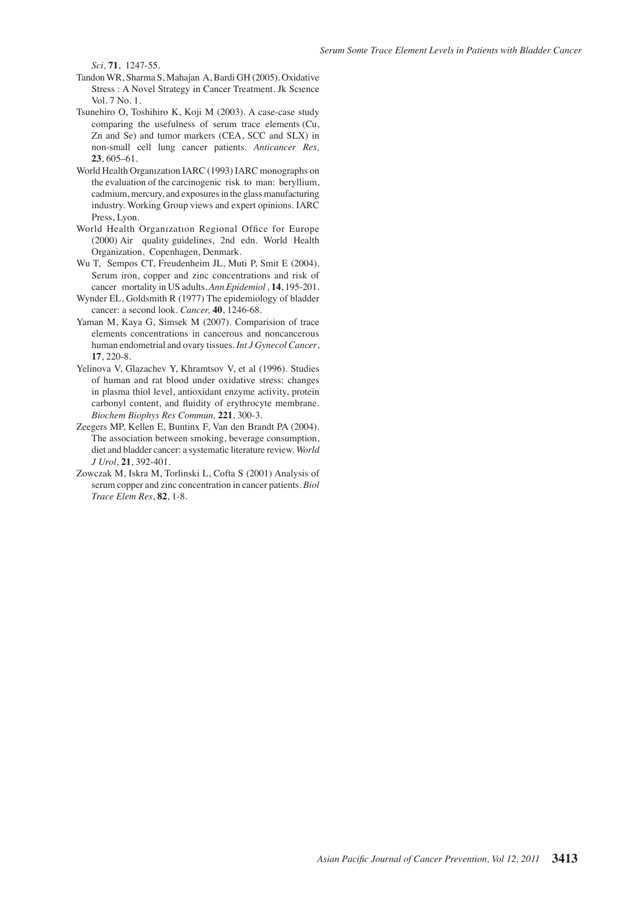*Sci,* **71**, 1247-55.

Tandon WR, Sharma S, Mahajan A, Bardi GH (2005). Oxidative Stress : A Novel Strategy in Cancer Treatment. Jk Scıence Vol. 7 No. 1.

Tsunehiro O, Toshihiro K, Koji M (2003). A case-case study comparing the usefulness of serum trace elements (Cu, Zn and Se) and tumor markers (CEA, SCC and SLX) in non-small cell lung cancer patients. *Anticancer Res,* **23**, 605–61.

World Health Organızatıon IARC (1993) IARC monographs on the evaluation of the carcinogenic risk to man: beryllium, cadmium, mercury, and exposures in the glass manufacturing industry. Working Group views and expert opinions. IARC Press, Lyon.

World Health Organızatıon Regional Office for Europe (2000) Air quality guidelines, 2nd edn. World Health Organization, Copenhagen, Denmark.

Wu T, Sempos CT, Freudenheim JL, Muti P, Smit E (2004). Serum iron, copper and zinc concentrations and risk of cancer mortality in US adults. *Ann Epidemiol ,* **14**, 195-201.

Wynder EL, Goldsmith R (1977) The epidemiology of bladder cancer: a second look. *Cancer,* **40**, 1246-68.

Yaman M, Kaya G, Simsek M (2007). Comparision of trace elements concentrations in cancerous and noncancerous human endometrial and ovary tissues. *Int J Gynecol Cancer*, **17**, 220-8.

Yelinova V, Glazachev Y, Khramtsov V, et al (1996). Studies of human and rat blood under oxidative stress: changes in plasma thiol level, antioxidant enzyme activity, protein carbonyl content, and fluidity of erythrocyte membrane. *Biochem Biophys Res Commun,* **221**, 300-3.

Zeegers MP, Kellen E, Buntinx F, Van den Brandt PA (2004). The association between smoking, beverage consumption, diet and bladder cancer: a systematic literature review. *World J Urol,* **21**, 392-401.

Zowczak M, Iskra M, Torlinski L, Cofta S (2001) Analysis of serum copper and zinc concentration in cancer patients. *Biol Trace Elem Res*, **82**, 1-8.